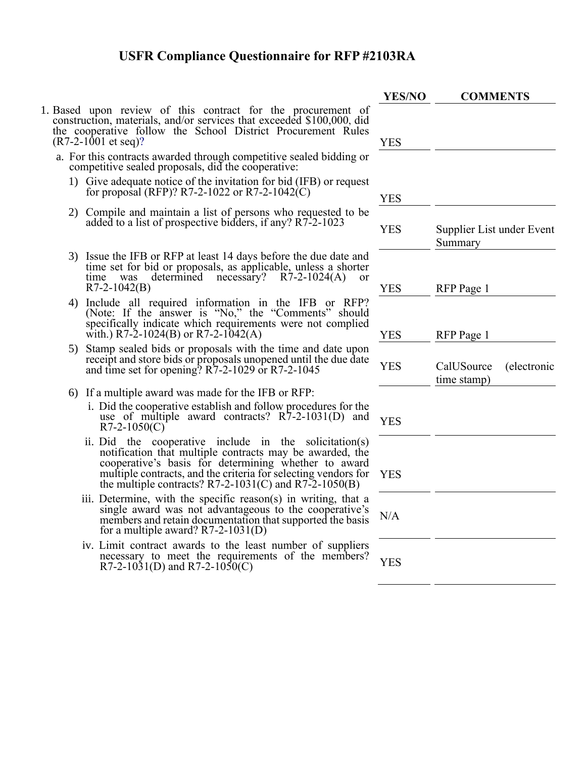# USFR Compliance Questionnaire for RFP #2103RA

| | YES/NO | COMMENTS |
|---|---|---|
| 1. Based upon review of this contract for the procurement of construction, materials, and/or services that exceeded $100,000, did the cooperative follow the School District Procurement Rules (R7-2-1001 et seq)? | YES | |
| a. For this contracts awarded through competitive sealed bidding or competitive sealed proposals, did the cooperative: | | |
| 1) Give adequate notice of the invitation for bid (IFB) or request for proposal (RFP)? R7-2-1022 or R7-2-1042(C) | YES | |
| 2) Compile and maintain a list of persons who requested to be added to a list of prospective bidders, if any? R7-2-1023 | YES | Supplier List under Event Summary |
| 3) Issue the IFB or RFP at least 14 days before the due date and time set for bid or proposals, as applicable, unless a shorter time was determined necessary? R7-2-1024(A) or R7-2-1042(B) | YES | RFP Page 1 |
| 4) Include all required information in the IFB or RFP? (Note: If the answer is "No," the "Comments" should specifically indicate which requirements were not complied with.) R7-2-1024(B) or R7-2-1042(A) | YES | RFP Page 1 |
| 5) Stamp sealed bids or proposals with the time and date upon receipt and store bids or proposals unopened until the due date and time set for opening? R7-2-1029 or R7-2-1045 | YES | CalUSource (electronic time stamp) |
| 6) If a multiple award was made for the IFB or RFP: | | |
| i. Did the cooperative establish and follow procedures for the use of multiple award contracts? R7-2-1031(D) and R7-2-1050(C) | YES | |
| ii. Did the cooperative include in the solicitation(s) notification that multiple contracts may be awarded, the cooperative's basis for determining whether to award multiple contracts, and the criteria for selecting vendors for the multiple contracts? R7-2-1031(C) and R7-2-1050(B) | YES | |
| iii. Determine, with the specific reason(s) in writing, that a single award was not advantageous to the cooperative's members and retain documentation that supported the basis for a multiple award? R7-2-1031(D) | N/A | |
| iv. Limit contract awards to the least number of suppliers necessary to meet the requirements of the members? R7-2-1031(D) and R7-2-1050(C) | YES | |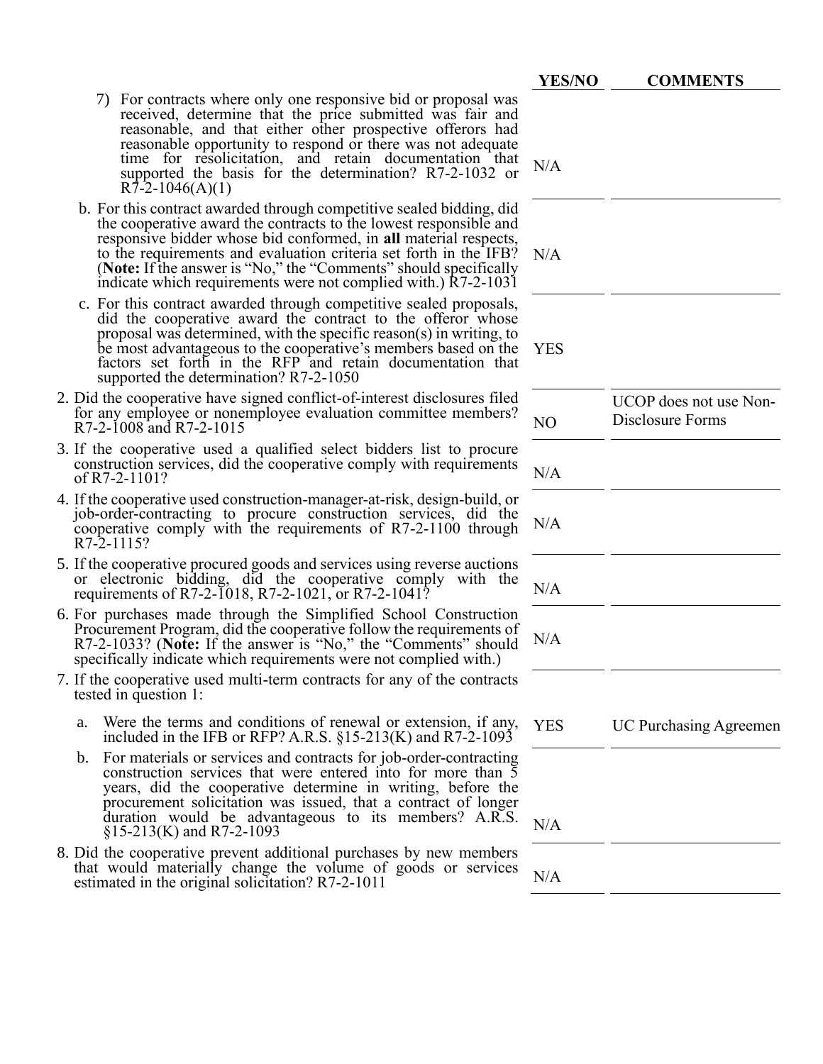| | YES/NO | COMMENTS |
|---|---|---|
| 7) For contracts where only one responsive bid or proposal was received, determine that the price submitted was fair and reasonable, and that either other prospective offerors had reasonable opportunity to respond or there was not adequate time for resolicitation, and retain documentation that supported the basis for the determination? R7-2-1032 or R7-2-1046(A)(1) | N/A | |
| b. For this contract awarded through competitive sealed bidding, did the cooperative award the contracts to the lowest responsible and responsive bidder whose bid conformed, in **all** material respects, to the requirements and evaluation criteria set forth in the IFB? (**Note:** If the answer is "No," the "Comments" should specifically indicate which requirements were not complied with.) R7-2-1031 | N/A | |
| c. For this contract awarded through competitive sealed proposals, did the cooperative award the contract to the offeror whose proposal was determined, with the specific reason(s) in writing, to be most advantageous to the cooperative's members based on the factors set forth in the RFP and retain documentation that supported the determination? R7-2-1050 | YES | |
| 2. Did the cooperative have signed conflict-of-interest disclosures filed for any employee or nonemployee evaluation committee members? R7-2-1008 and R7-2-1015 | NO | UCOP does not use Non-Disclosure Forms |
| 3. If the cooperative used a qualified select bidders list to procure construction services, did the cooperative comply with requirements of R7-2-1101? | N/A | |
| 4. If the cooperative used construction-manager-at-risk, design-build, or job-order-contracting to procure construction services, did the cooperative comply with the requirements of R7-2-1100 through R7-2-1115? | N/A | |
| 5. If the cooperative procured goods and services using reverse auctions or electronic bidding, did the cooperative comply with the requirements of R7-2-1018, R7-2-1021, or R7-2-1041? | N/A | |
| 6. For purchases made through the Simplified School Construction Procurement Program, did the cooperative follow the requirements of R7-2-1033? (**Note:** If the answer is "No," the "Comments" should specifically indicate which requirements were not complied with.) | N/A | |
| 7. If the cooperative used multi-term contracts for any of the contracts tested in question 1: | | |
| a. Were the terms and conditions of renewal or extension, if any, included in the IFB or RFP? A.R.S. §15-213(K) and R7-2-1093 | YES | UC Purchasing Agreemen |
| b. For materials or services and contracts for job-order-contracting construction services that were entered into for more than 5 years, did the cooperative determine in writing, before the procurement solicitation was issued, that a contract of longer duration would be advantageous to its members? A.R.S. §15-213(K) and R7-2-1093 | N/A | |
| 8. Did the cooperative prevent additional purchases by new members that would materially change the volume of goods or services estimated in the original solicitation? R7-2-1011 | N/A | |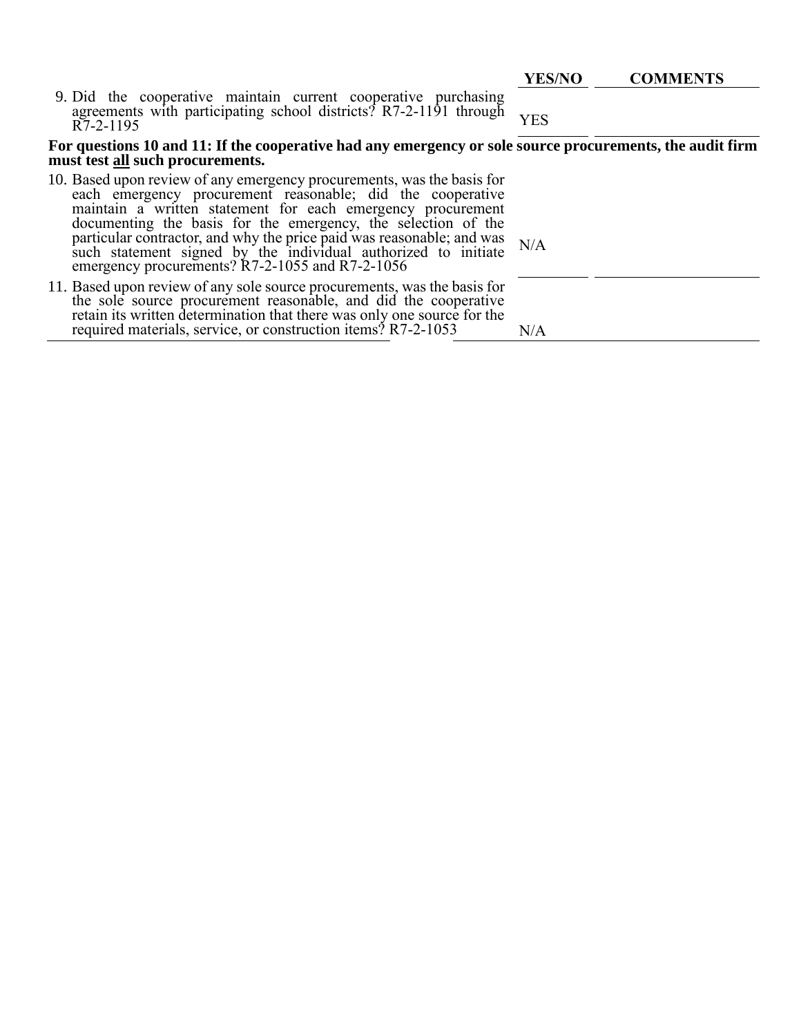| | YES/NO | COMMENTS |
|---|---|---|
| 9. Did the cooperative maintain current cooperative purchasing agreements with participating school districts? R7-2-1191 through R7-2-1195 | YES | |

**For questions 10 and 11: If the cooperative had any emergency or sole source procurements, the audit firm must test all such procurements.**

| | YES/NO | COMMENTS |
|---|---|---|
| 10. Based upon review of any emergency procurements, was the basis for each emergency procurement reasonable; did the cooperative maintain a written statement for each emergency procurement documenting the basis for the emergency, the selection of the particular contractor, and why the price paid was reasonable; and was such statement signed by the individual authorized to initiate emergency procurements? R7-2-1055 and R7-2-1056 | N/A | |
| 11. Based upon review of any sole source procurements, was the basis for the sole source procurement reasonable, and did the cooperative retain its written determination that there was only one source for the required materials, service, or construction items? R7-2-1053 | N/A | |